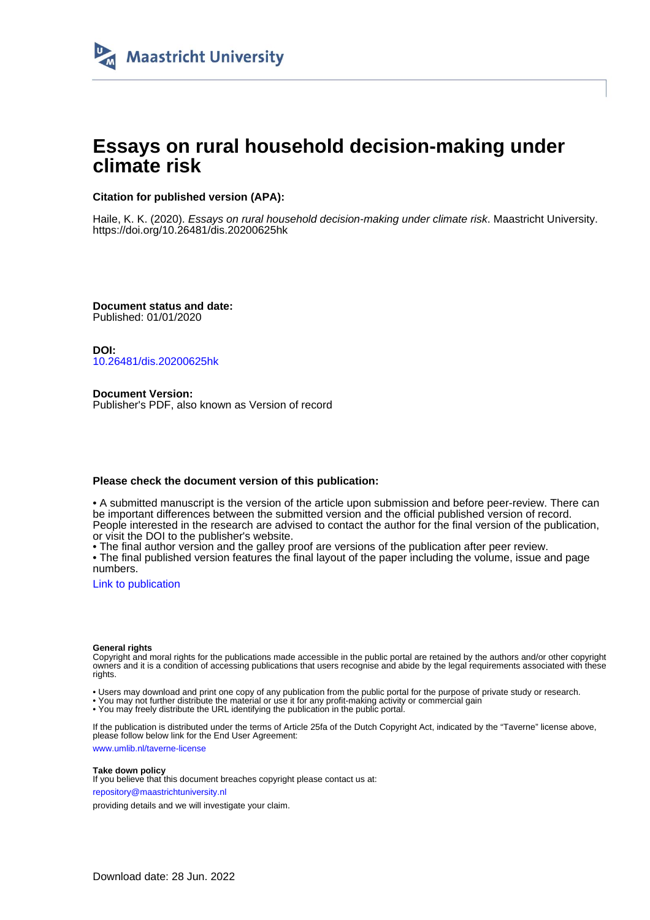Maastricht University

# Essays on rural household decision-making under climate risk

**Citation for published version (APA):**

Haile, K. K. (2020). *Essays on rural household decision-making under climate risk*. Maastricht University. https://doi.org/10.26481/dis.20200625hk

**Document status and date:**
Published: 01/01/2020

**DOI:**
10.26481/dis.20200625hk

**Document Version:**
Publisher's PDF, also known as Version of record

**Please check the document version of this publication:**

• A submitted manuscript is the version of the article upon submission and before peer-review. There can be important differences between the submitted version and the official published version of record. People interested in the research are advised to contact the author for the final version of the publication, or visit the DOI to the publisher's website.
• The final author version and the galley proof are versions of the publication after peer review.
• The final published version features the final layout of the paper including the volume, issue and page numbers.

Link to publication

**General rights**
Copyright and moral rights for the publications made accessible in the public portal are retained by the authors and/or other copyright owners and it is a condition of accessing publications that users recognise and abide by the legal requirements associated with these rights.

• Users may download and print one copy of any publication from the public portal for the purpose of private study or research.
• You may not further distribute the material or use it for any profit-making activity or commercial gain
• You may freely distribute the URL identifying the publication in the public portal.

If the publication is distributed under the terms of Article 25fa of the Dutch Copyright Act, indicated by the "Taverne" license above, please follow below link for the End User Agreement:

www.umlib.nl/taverne-license

**Take down policy**
If you believe that this document breaches copyright please contact us at:

repository@maastrichtuniversity.nl

providing details and we will investigate your claim.

Download date: 28 Jun. 2022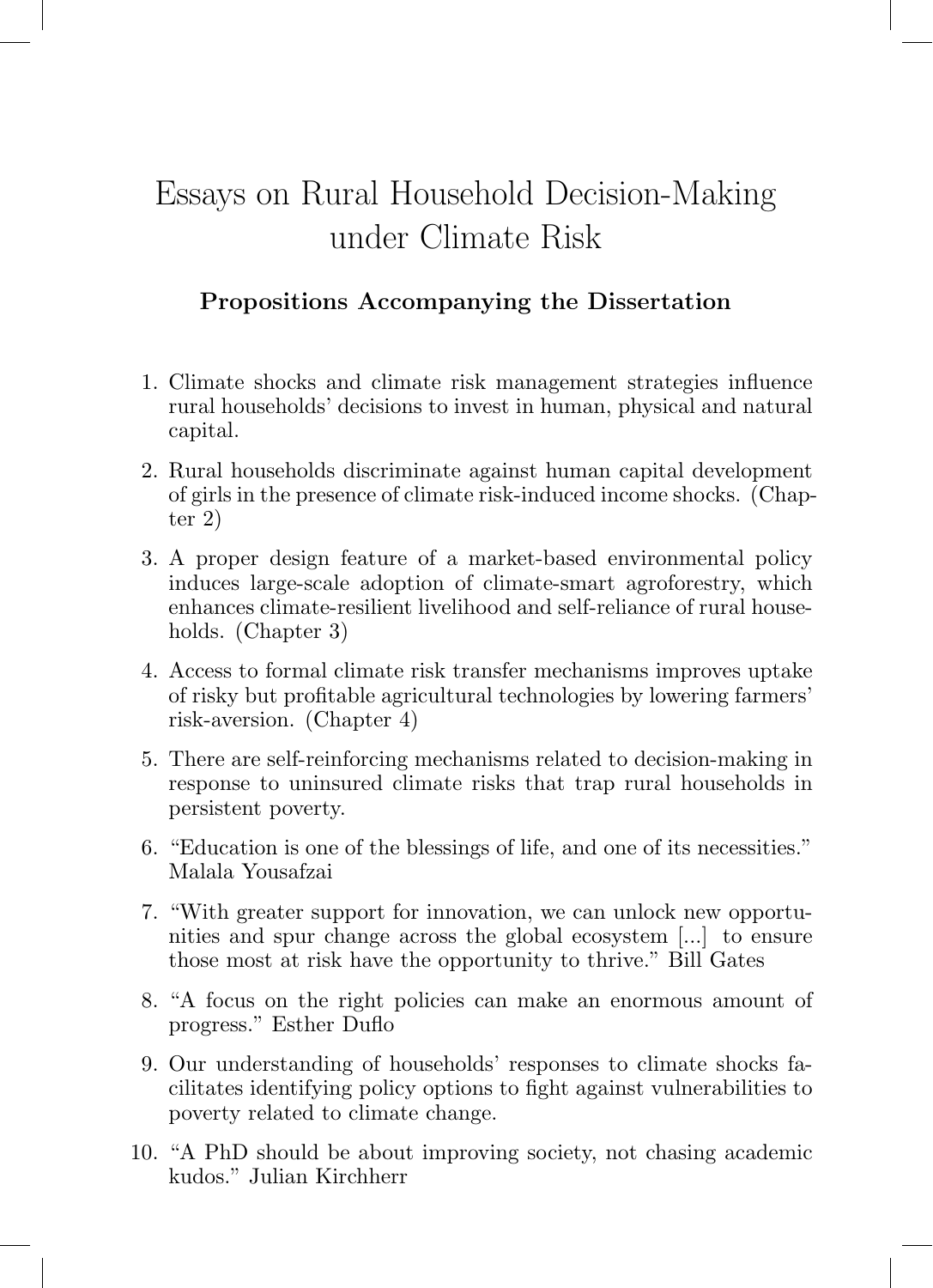# Essays on Rural Household Decision-Making under Climate Risk

## Propositions Accompanying the Dissertation

1. Climate shocks and climate risk management strategies influence rural households' decisions to invest in human, physical and natural capital.
2. Rural households discriminate against human capital development of girls in the presence of climate risk-induced income shocks. (Chapter 2)
3. A proper design feature of a market-based environmental policy induces large-scale adoption of climate-smart agroforestry, which enhances climate-resilient livelihood and self-reliance of rural households. (Chapter 3)
4. Access to formal climate risk transfer mechanisms improves uptake of risky but profitable agricultural technologies by lowering farmers' risk-aversion. (Chapter 4)
5. There are self-reinforcing mechanisms related to decision-making in response to uninsured climate risks that trap rural households in persistent poverty.
6. "Education is one of the blessings of life, and one of its necessities." Malala Yousafzai
7. "With greater support for innovation, we can unlock new opportunities and spur change across the global ecosystem [...] to ensure those most at risk have the opportunity to thrive." Bill Gates
8. "A focus on the right policies can make an enormous amount of progress." Esther Duflo
9. Our understanding of households' responses to climate shocks facilitates identifying policy options to fight against vulnerabilities to poverty related to climate change.
10. "A PhD should be about improving society, not chasing academic kudos." Julian Kirchherr